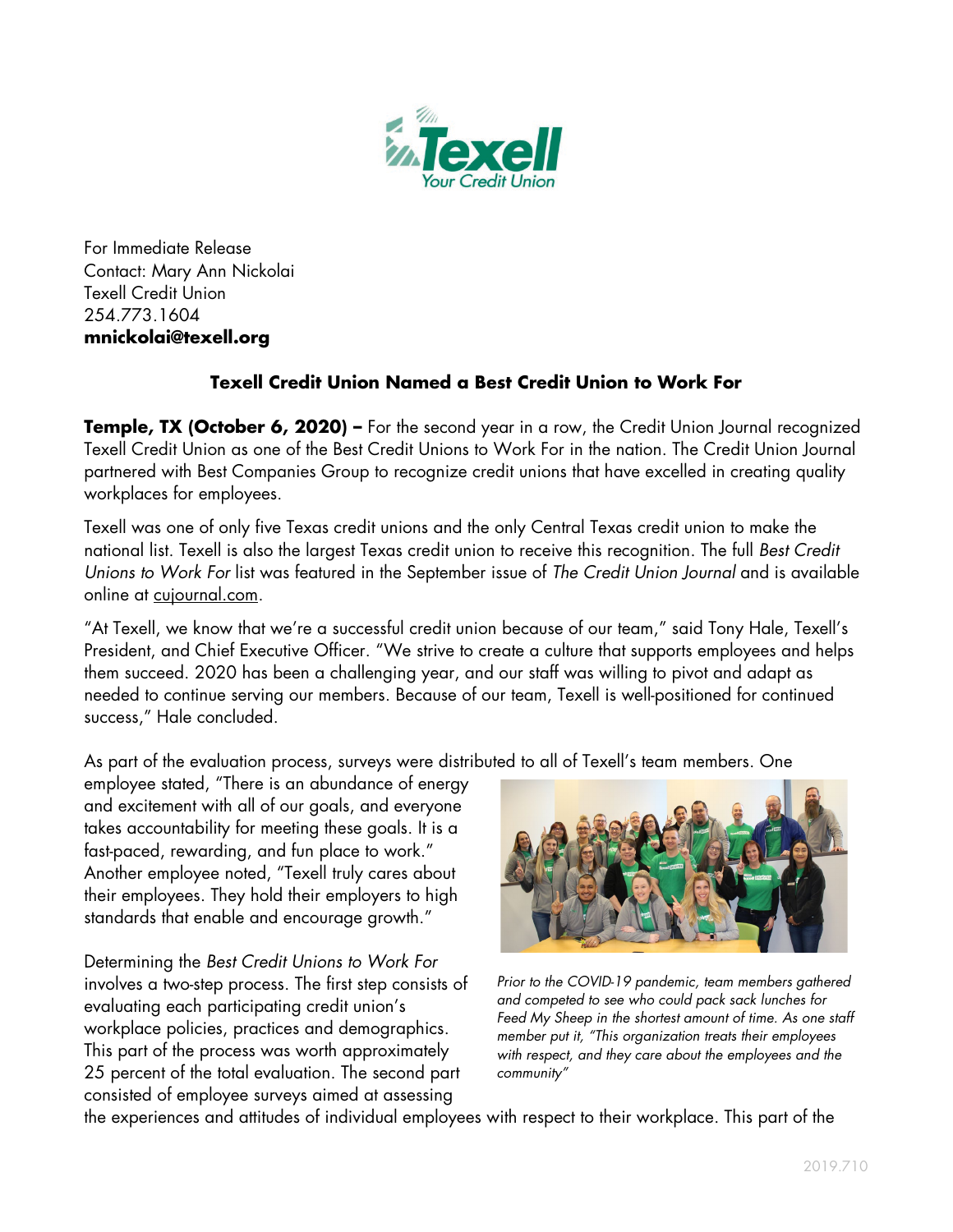For Immediate Release
Contact: Mary Ann Nickolai
Texell Credit Union
254.773.1604
**mnickolai@texell.org**

## Texell Credit Union Named a Best Credit Union to Work For

**Temple, TX (October 6, 2020) –** For the second year in a row, the Credit Union Journal recognized Texell Credit Union as one of the Best Credit Unions to Work For in the nation. The Credit Union Journal partnered with Best Companies Group to recognize credit unions that have excelled in creating quality workplaces for employees.

Texell was one of only five Texas credit unions and the only Central Texas credit union to make the national list. Texell is also the largest Texas credit union to receive this recognition. The full *Best Credit Unions to Work For* list was featured in the September issue of *The Credit Union Journal* and is available online at cujournal.com.

"At Texell, we know that we're a successful credit union because of our team," said Tony Hale, Texell's President, and Chief Executive Officer. "We strive to create a culture that supports employees and helps them succeed. 2020 has been a challenging year, and our staff was willing to pivot and adapt as needed to continue serving our members. Because of our team, Texell is well-positioned for continued success," Hale concluded.

As part of the evaluation process, surveys were distributed to all of Texell's team members. One employee stated, "There is an abundance of energy and excitement with all of our goals, and everyone takes accountability for meeting these goals. It is a fast-paced, rewarding, and fun place to work." Another employee noted, "Texell truly cares about their employees. They hold their employers to high standards that enable and encourage growth."

*Prior to the COVID-19 pandemic, team members gathered and competed to see who could pack sack lunches for Feed My Sheep in the shortest amount of time. As one staff member put it, "This organization treats their employees with respect, and they care about the employees and the community"*

Determining the *Best Credit Unions to Work For* involves a two-step process. The first step consists of evaluating each participating credit union's workplace policies, practices and demographics. This part of the process was worth approximately 25 percent of the total evaluation. The second part consisted of employee surveys aimed at assessing the experiences and attitudes of individual employees with respect to their workplace. This part of the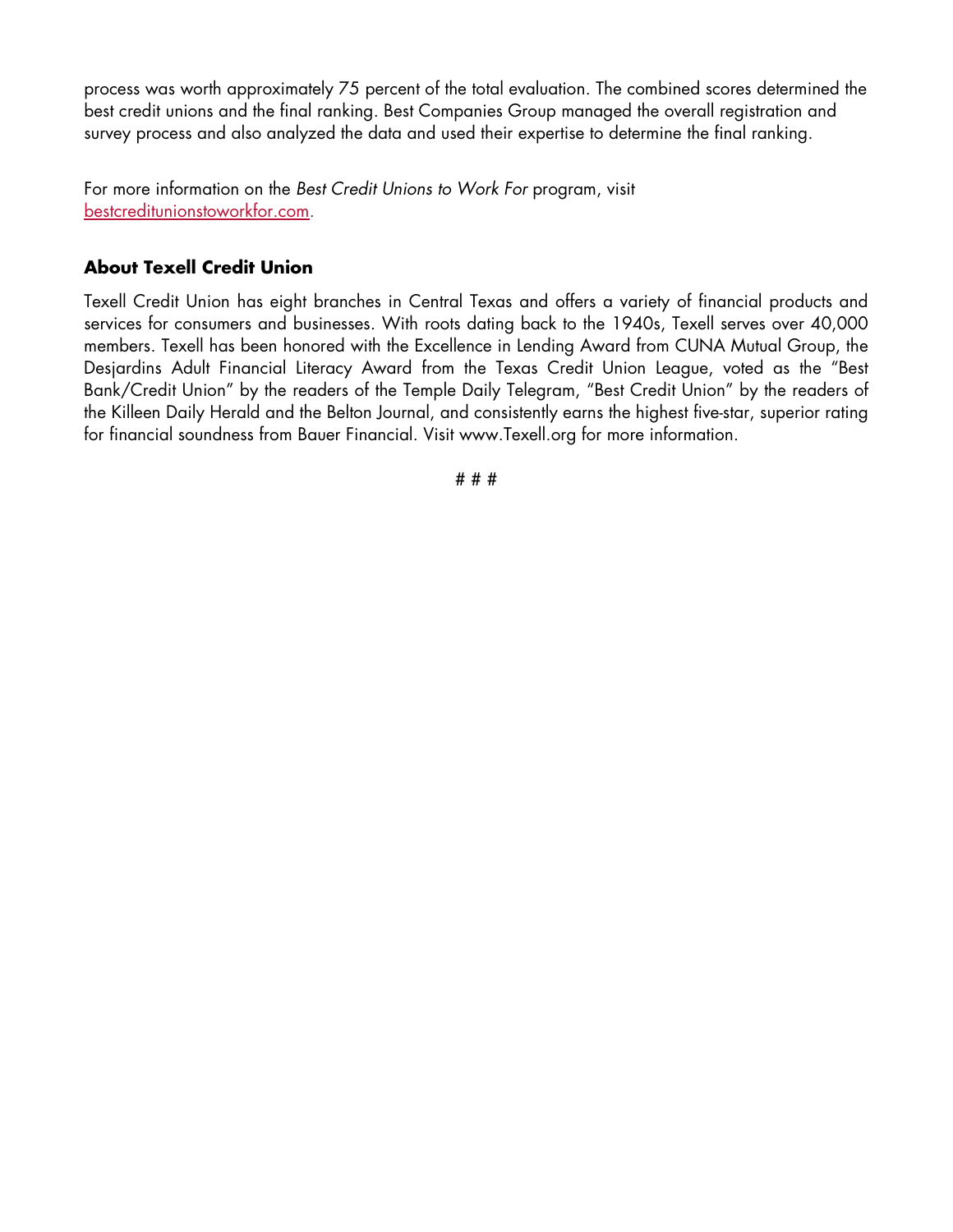process was worth approximately 75 percent of the total evaluation. The combined scores determined the best credit unions and the final ranking. Best Companies Group managed the overall registration and survey process and also analyzed the data and used their expertise to determine the final ranking.

For more information on the *Best Credit Unions to Work For* program, visit [bestcreditunionstoworkfor.com](bestcreditunionstoworkfor.com).

## About Texell Credit Union

Texell Credit Union has eight branches in Central Texas and offers a variety of financial products and services for consumers and businesses. With roots dating back to the 1940s, Texell serves over 40,000 members. Texell has been honored with the Excellence in Lending Award from CUNA Mutual Group, the Desjardins Adult Financial Literacy Award from the Texas Credit Union League, voted as the "Best Bank/Credit Union" by the readers of the Temple Daily Telegram, "Best Credit Union" by the readers of the Killeen Daily Herald and the Belton Journal, and consistently earns the highest five-star, superior rating for financial soundness from Bauer Financial. Visit www.Texell.org for more information.

# # #